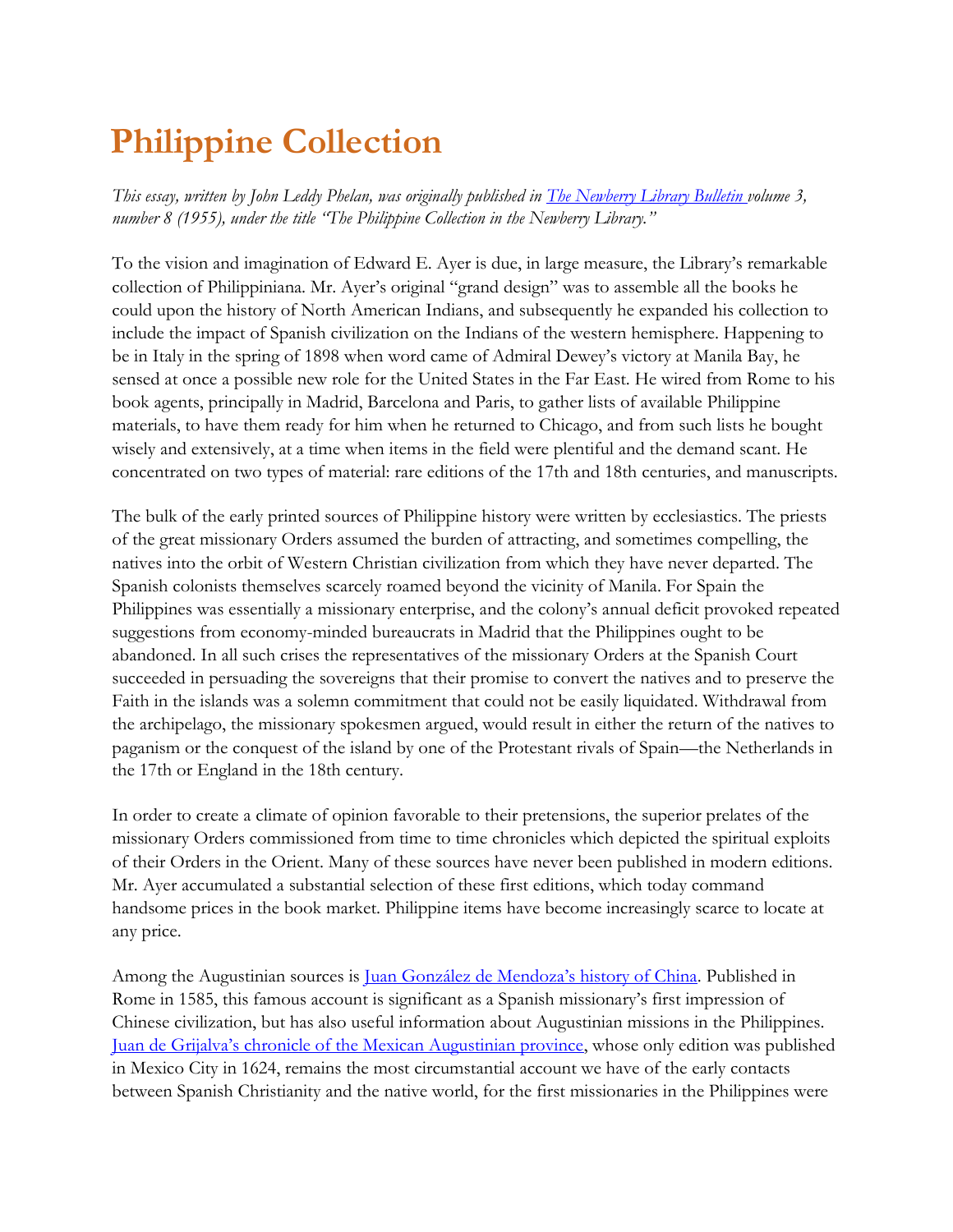# Philippine Collection

*This essay, written by John Leddy Phelan, was originally published in The Newberry Library Bulletin volume 3, number 8 (1955), under the title "The Philippine Collection in the Newberry Library."*

To the vision and imagination of Edward E. Ayer is due, in large measure, the Library's remarkable collection of Philippiniana. Mr. Ayer's original "grand design" was to assemble all the books he could upon the history of North American Indians, and subsequently he expanded his collection to include the impact of Spanish civilization on the Indians of the western hemisphere. Happening to be in Italy in the spring of 1898 when word came of Admiral Dewey's victory at Manila Bay, he sensed at once a possible new role for the United States in the Far East. He wired from Rome to his book agents, principally in Madrid, Barcelona and Paris, to gather lists of available Philippine materials, to have them ready for him when he returned to Chicago, and from such lists he bought wisely and extensively, at a time when items in the field were plentiful and the demand scant. He concentrated on two types of material: rare editions of the 17th and 18th centuries, and manuscripts.

The bulk of the early printed sources of Philippine history were written by ecclesiastics. The priests of the great missionary Orders assumed the burden of attracting, and sometimes compelling, the natives into the orbit of Western Christian civilization from which they have never departed. The Spanish colonists themselves scarcely roamed beyond the vicinity of Manila. For Spain the Philippines was essentially a missionary enterprise, and the colony's annual deficit provoked repeated suggestions from economy-minded bureaucrats in Madrid that the Philippines ought to be abandoned. In all such crises the representatives of the missionary Orders at the Spanish Court succeeded in persuading the sovereigns that their promise to convert the natives and to preserve the Faith in the islands was a solemn commitment that could not be easily liquidated. Withdrawal from the archipelago, the missionary spokesmen argued, would result in either the return of the natives to paganism or the conquest of the island by one of the Protestant rivals of Spain—the Netherlands in the 17th or England in the 18th century.

In order to create a climate of opinion favorable to their pretensions, the superior prelates of the missionary Orders commissioned from time to time chronicles which depicted the spiritual exploits of their Orders in the Orient. Many of these sources have never been published in modern editions. Mr. Ayer accumulated a substantial selection of these first editions, which today command handsome prices in the book market. Philippine items have become increasingly scarce to locate at any price.

Among the Augustinian sources is Juan González de Mendoza's history of China. Published in Rome in 1585, this famous account is significant as a Spanish missionary's first impression of Chinese civilization, but has also useful information about Augustinian missions in the Philippines. Juan de Grijalva's chronicle of the Mexican Augustinian province, whose only edition was published in Mexico City in 1624, remains the most circumstantial account we have of the early contacts between Spanish Christianity and the native world, for the first missionaries in the Philippines were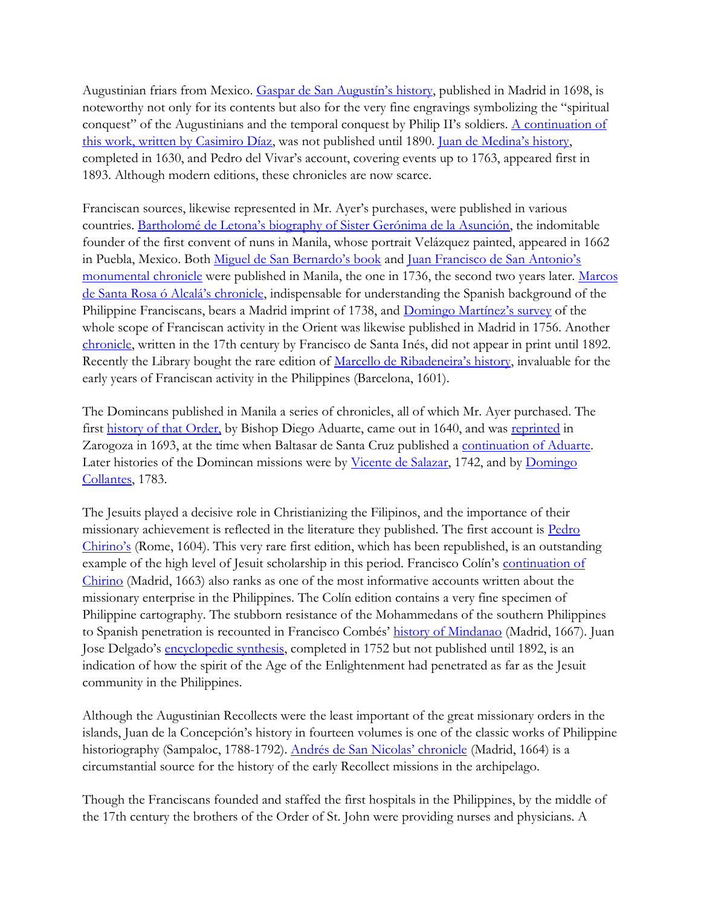Augustinian friars from Mexico. Gaspar de San Augustín's history, published in Madrid in 1698, is noteworthy not only for its contents but also for the very fine engravings symbolizing the "spiritual conquest" of the Augustinians and the temporal conquest by Philip II's soldiers. A continuation of this work, written by Casimiro Díaz, was not published until 1890. Juan de Medina's history, completed in 1630, and Pedro del Vivar's account, covering events up to 1763, appeared first in 1893. Although modern editions, these chronicles are now scarce.

Franciscan sources, likewise represented in Mr. Ayer's purchases, were published in various countries. Bartholomé de Letona's biography of Sister Gerónima de la Asunción, the indomitable founder of the first convent of nuns in Manila, whose portrait Velázquez painted, appeared in 1662 in Puebla, Mexico. Both Miguel de San Bernardo's book and Juan Francisco de San Antonio's monumental chronicle were published in Manila, the one in 1736, the second two years later. Marcos de Santa Rosa ó Alcalá's chronicle, indispensable for understanding the Spanish background of the Philippine Franciscans, bears a Madrid imprint of 1738, and Domingo Martínez's survey of the whole scope of Franciscan activity in the Orient was likewise published in Madrid in 1756. Another chronicle, written in the 17th century by Francisco de Santa Inés, did not appear in print until 1892. Recently the Library bought the rare edition of Marcello de Ribadeneira's history, invaluable for the early years of Franciscan activity in the Philippines (Barcelona, 1601).

The Domincans published in Manila a series of chronicles, all of which Mr. Ayer purchased. The first history of that Order, by Bishop Diego Aduarte, came out in 1640, and was reprinted in Zarogoza in 1693, at the time when Baltasar de Santa Cruz published a continuation of Aduarte. Later histories of the Domincan missions were by Vicente de Salazar, 1742, and by Domingo Collantes, 1783.

The Jesuits played a decisive role in Christianizing the Filipinos, and the importance of their missionary achievement is reflected in the literature they published. The first account is Pedro Chirino's (Rome, 1604). This very rare first edition, which has been republished, is an outstanding example of the high level of Jesuit scholarship in this period. Francisco Colín's continuation of Chirino (Madrid, 1663) also ranks as one of the most informative accounts written about the missionary enterprise in the Philippines. The Colín edition contains a very fine specimen of Philippine cartography. The stubborn resistance of the Mohammedans of the southern Philippines to Spanish penetration is recounted in Francisco Combés' history of Mindanao (Madrid, 1667). Juan Jose Delgado's encyclopedic synthesis, completed in 1752 but not published until 1892, is an indication of how the spirit of the Age of the Enlightenment had penetrated as far as the Jesuit community in the Philippines.

Although the Augustinian Recollects were the least important of the great missionary orders in the islands, Juan de la Concepción's history in fourteen volumes is one of the classic works of Philippine historiography (Sampaloc, 1788-1792). Andrés de San Nicolas' chronicle (Madrid, 1664) is a circumstantial source for the history of the early Recollect missions in the archipelago.

Though the Franciscans founded and staffed the first hospitals in the Philippines, by the middle of the 17th century the brothers of the Order of St. John were providing nurses and physicians. A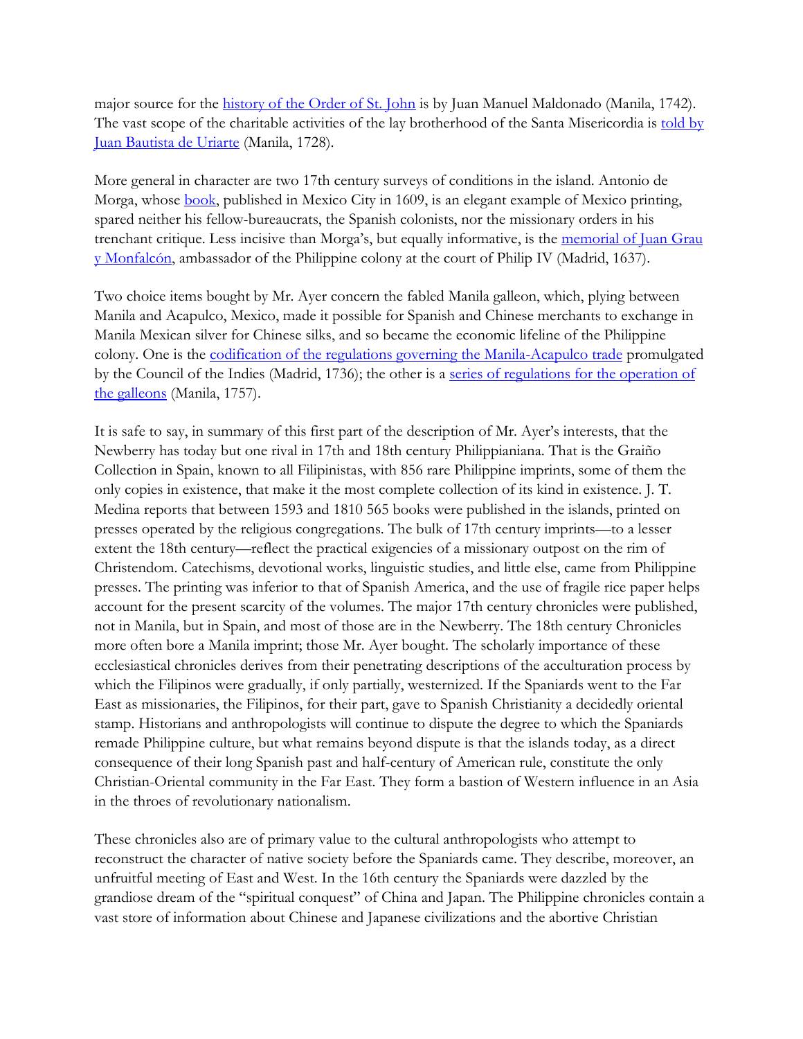major source for the history of the Order of St. John is by Juan Manuel Maldonado (Manila, 1742). The vast scope of the charitable activities of the lay brotherhood of the Santa Misericordia is told by Juan Bautista de Uriarte (Manila, 1728).

More general in character are two 17th century surveys of conditions in the island. Antonio de Morga, whose book, published in Mexico City in 1609, is an elegant example of Mexico printing, spared neither his fellow-bureaucrats, the Spanish colonists, nor the missionary orders in his trenchant critique. Less incisive than Morga's, but equally informative, is the memorial of Juan Grau y Monfalcón, ambassador of the Philippine colony at the court of Philip IV (Madrid, 1637).

Two choice items bought by Mr. Ayer concern the fabled Manila galleon, which, plying between Manila and Acapulco, Mexico, made it possible for Spanish and Chinese merchants to exchange in Manila Mexican silver for Chinese silks, and so became the economic lifeline of the Philippine colony. One is the codification of the regulations governing the Manila-Acapulco trade promulgated by the Council of the Indies (Madrid, 1736); the other is a series of regulations for the operation of the galleons (Manila, 1757).

It is safe to say, in summary of this first part of the description of Mr. Ayer's interests, that the Newberry has today but one rival in 17th and 18th century Philippiniana. That is the Graiño Collection in Spain, known to all Filipinistas, with 856 rare Philippine imprints, some of them the only copies in existence, that make it the most complete collection of its kind in existence. J. T. Medina reports that between 1593 and 1810 565 books were published in the islands, printed on presses operated by the religious congregations. The bulk of 17th century imprints—to a lesser extent the 18th century—reflect the practical exigencies of a missionary outpost on the rim of Christendom. Catechisms, devotional works, linguistic studies, and little else, came from Philippine presses. The printing was inferior to that of Spanish America, and the use of fragile rice paper helps account for the present scarcity of the volumes. The major 17th century chronicles were published, not in Manila, but in Spain, and most of those are in the Newberry. The 18th century Chronicles more often bore a Manila imprint; those Mr. Ayer bought. The scholarly importance of these ecclesiastical chronicles derives from their penetrating descriptions of the acculturation process by which the Filipinos were gradually, if only partially, westernized. If the Spaniards went to the Far East as missionaries, the Filipinos, for their part, gave to Spanish Christianity a decidedly oriental stamp. Historians and anthropologists will continue to dispute the degree to which the Spaniards remade Philippine culture, but what remains beyond dispute is that the islands today, as a direct consequence of their long Spanish past and half-century of American rule, constitute the only Christian-Oriental community in the Far East. They form a bastion of Western influence in an Asia in the throes of revolutionary nationalism.

These chronicles also are of primary value to the cultural anthropologists who attempt to reconstruct the character of native society before the Spaniards came. They describe, moreover, an unfruitful meeting of East and West. In the 16th century the Spaniards were dazzled by the grandiose dream of the "spiritual conquest" of China and Japan. The Philippine chronicles contain a vast store of information about Chinese and Japanese civilizations and the abortive Christian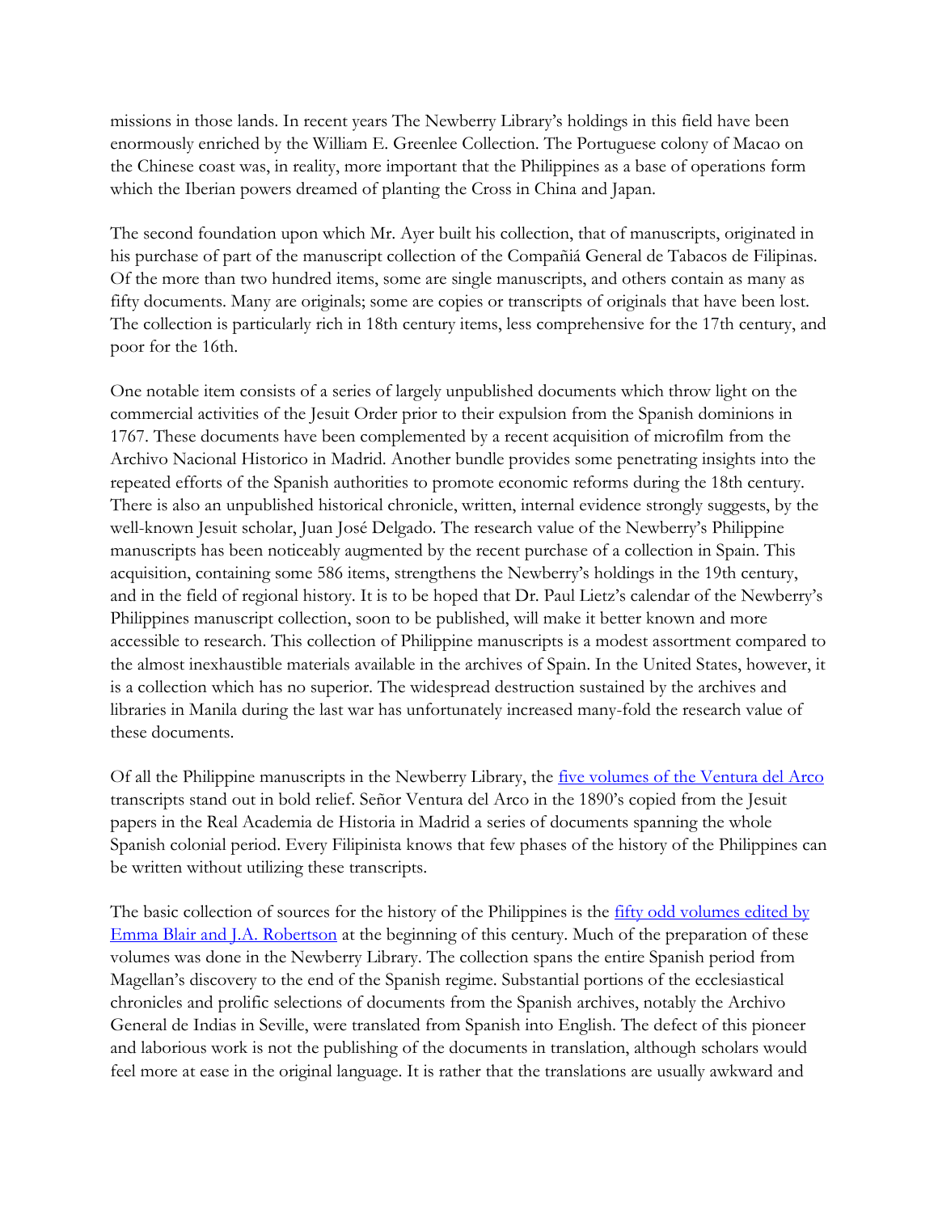missions in those lands. In recent years The Newberry Library's holdings in this field have been enormously enriched by the William E. Greenlee Collection. The Portuguese colony of Macao on the Chinese coast was, in reality, more important that the Philippines as a base of operations form which the Iberian powers dreamed of planting the Cross in China and Japan.

The second foundation upon which Mr. Ayer built his collection, that of manuscripts, originated in his purchase of part of the manuscript collection of the Compañiá General de Tabacos de Filipinas. Of the more than two hundred items, some are single manuscripts, and others contain as many as fifty documents. Many are originals; some are copies or transcripts of originals that have been lost. The collection is particularly rich in 18th century items, less comprehensive for the 17th century, and poor for the 16th.

One notable item consists of a series of largely unpublished documents which throw light on the commercial activities of the Jesuit Order prior to their expulsion from the Spanish dominions in 1767. These documents have been complemented by a recent acquisition of microfilm from the Archivo Nacional Historico in Madrid. Another bundle provides some penetrating insights into the repeated efforts of the Spanish authorities to promote economic reforms during the 18th century. There is also an unpublished historical chronicle, written, internal evidence strongly suggests, by the well-known Jesuit scholar, Juan José Delgado. The research value of the Newberry's Philippine manuscripts has been noticeably augmented by the recent purchase of a collection in Spain. This acquisition, containing some 586 items, strengthens the Newberry's holdings in the 19th century, and in the field of regional history. It is to be hoped that Dr. Paul Lietz's calendar of the Newberry's Philippines manuscript collection, soon to be published, will make it better known and more accessible to research. This collection of Philippine manuscripts is a modest assortment compared to the almost inexhaustible materials available in the archives of Spain. In the United States, however, it is a collection which has no superior. The widespread destruction sustained by the archives and libraries in Manila during the last war has unfortunately increased many-fold the research value of these documents.

Of all the Philippine manuscripts in the Newberry Library, the five volumes of the Ventura del Arco transcripts stand out in bold relief. Señor Ventura del Arco in the 1890's copied from the Jesuit papers in the Real Academia de Historia in Madrid a series of documents spanning the whole Spanish colonial period. Every Filipinista knows that few phases of the history of the Philippines can be written without utilizing these transcripts.

The basic collection of sources for the history of the Philippines is the fifty odd volumes edited by Emma Blair and J.A. Robertson at the beginning of this century. Much of the preparation of these volumes was done in the Newberry Library. The collection spans the entire Spanish period from Magellan's discovery to the end of the Spanish regime. Substantial portions of the ecclesiastical chronicles and prolific selections of documents from the Spanish archives, notably the Archivo General de Indias in Seville, were translated from Spanish into English. The defect of this pioneer and laborious work is not the publishing of the documents in translation, although scholars would feel more at ease in the original language. It is rather that the translations are usually awkward and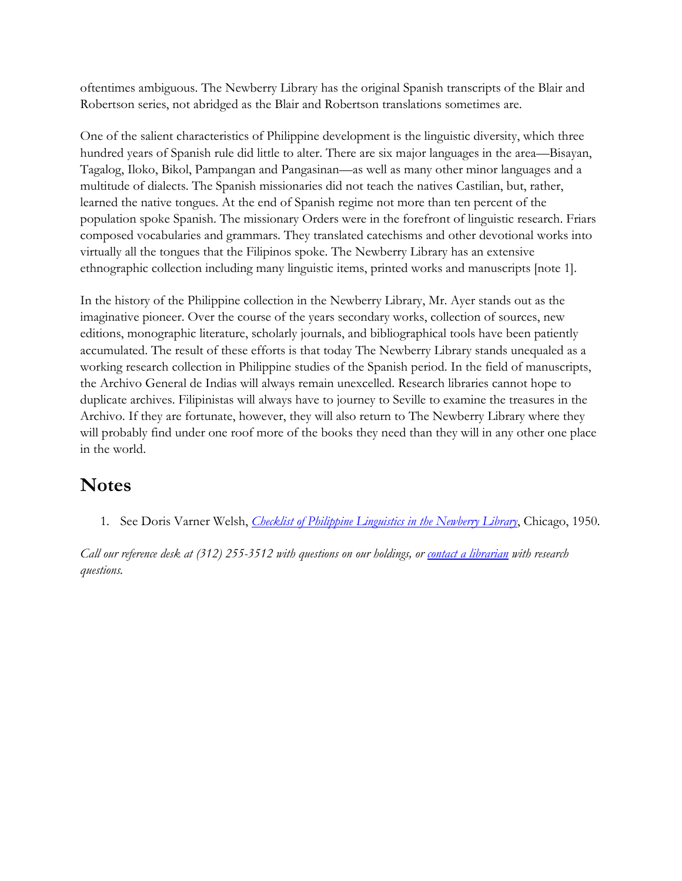oftentimes ambiguous. The Newberry Library has the original Spanish transcripts of the Blair and Robertson series, not abridged as the Blair and Robertson translations sometimes are.

One of the salient characteristics of Philippine development is the linguistic diversity, which three hundred years of Spanish rule did little to alter. There are six major languages in the area—Bisayan, Tagalog, Iloko, Bikol, Pampangan and Pangasinan—as well as many other minor languages and a multitude of dialects. The Spanish missionaries did not teach the natives Castilian, but, rather, learned the native tongues. At the end of Spanish regime not more than ten percent of the population spoke Spanish. The missionary Orders were in the forefront of linguistic research. Friars composed vocabularies and grammars. They translated catechisms and other devotional works into virtually all the tongues that the Filipinos spoke. The Newberry Library has an extensive ethnographic collection including many linguistic items, printed works and manuscripts [note 1].

In the history of the Philippine collection in the Newberry Library, Mr. Ayer stands out as the imaginative pioneer. Over the course of the years secondary works, collection of sources, new editions, monographic literature, scholarly journals, and bibliographical tools have been patiently accumulated. The result of these efforts is that today The Newberry Library stands unequaled as a working research collection in Philippine studies of the Spanish period. In the field of manuscripts, the Archivo General de Indias will always remain unexcelled. Research libraries cannot hope to duplicate archives. Filipinistas will always have to journey to Seville to examine the treasures in the Archivo. If they are fortunate, however, they will also return to The Newberry Library where they will probably find under one roof more of the books they need than they will in any other one place in the world.

## Notes

1. See Doris Varner Welsh, *Checklist of Philippine Linguistics in the Newberry Library*, Chicago, 1950.

*Call our reference desk at (312) 255-3512 with questions on our holdings, or contact a librarian with research questions.*